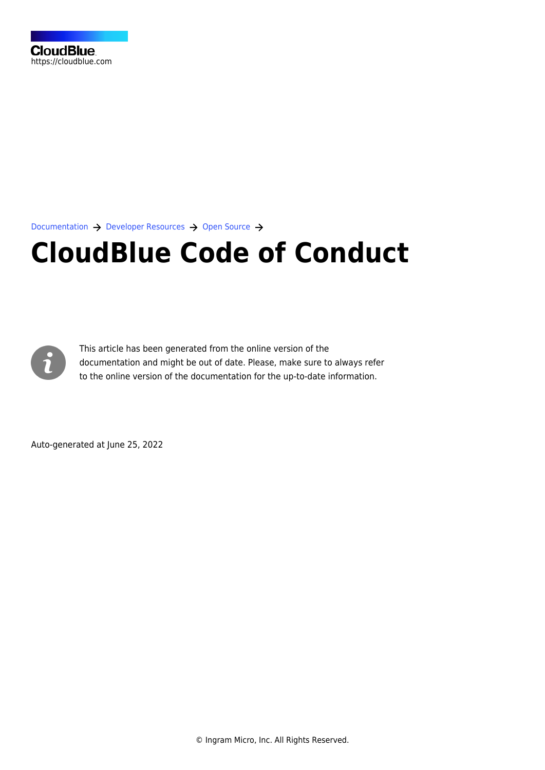CloudBlue
https://cloudblue.com

Documentation → Developer Resources → Open Source →

# CloudBlue Code of Conduct

This article has been generated from the online version of the documentation and might be out of date. Please, make sure to always refer to the online version of the documentation for the up-to-date information.

Auto-generated at June 25, 2022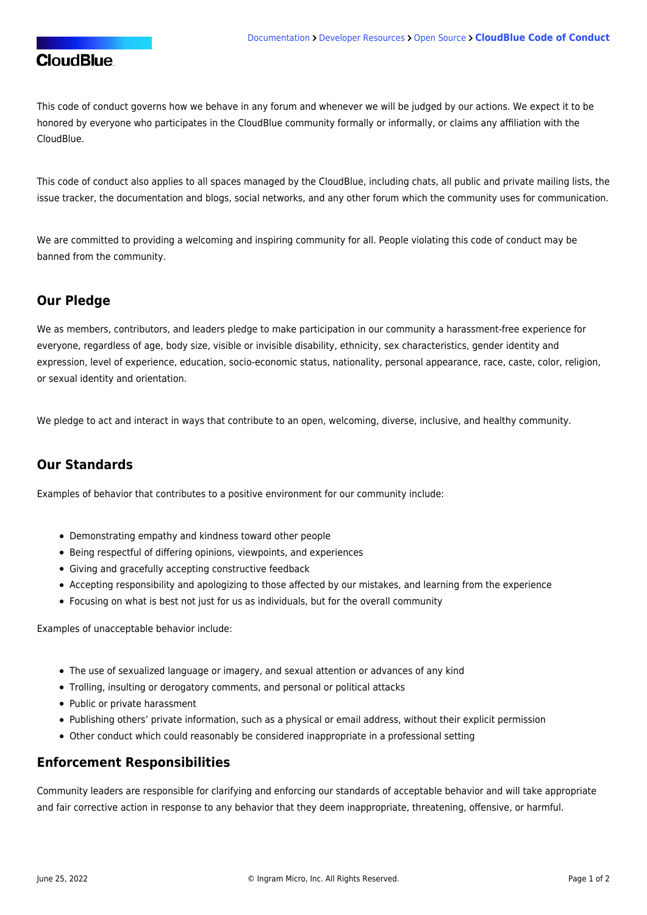This code of conduct governs how we behave in any forum and whenever we will be judged by our actions. We expect it to be honored by everyone who participates in the CloudBlue community formally or informally, or claims any affiliation with the CloudBlue.

This code of conduct also applies to all spaces managed by the CloudBlue, including chats, all public and private mailing lists, the issue tracker, the documentation and blogs, social networks, and any other forum which the community uses for communication.

We are committed to providing a welcoming and inspiring community for all. People violating this code of conduct may be banned from the community.

## Our Pledge

We as members, contributors, and leaders pledge to make participation in our community a harassment-free experience for everyone, regardless of age, body size, visible or invisible disability, ethnicity, sex characteristics, gender identity and expression, level of experience, education, socio-economic status, nationality, personal appearance, race, caste, color, religion, or sexual identity and orientation.

We pledge to act and interact in ways that contribute to an open, welcoming, diverse, inclusive, and healthy community.

## Our Standards

Examples of behavior that contributes to a positive environment for our community include:

- Demonstrating empathy and kindness toward other people
- Being respectful of differing opinions, viewpoints, and experiences
- Giving and gracefully accepting constructive feedback
- Accepting responsibility and apologizing to those affected by our mistakes, and learning from the experience
- Focusing on what is best not just for us as individuals, but for the overall community

Examples of unacceptable behavior include:

- The use of sexualized language or imagery, and sexual attention or advances of any kind
- Trolling, insulting or derogatory comments, and personal or political attacks
- Public or private harassment
- Publishing others' private information, such as a physical or email address, without their explicit permission
- Other conduct which could reasonably be considered inappropriate in a professional setting

## Enforcement Responsibilities

Community leaders are responsible for clarifying and enforcing our standards of acceptable behavior and will take appropriate and fair corrective action in response to any behavior that they deem inappropriate, threatening, offensive, or harmful.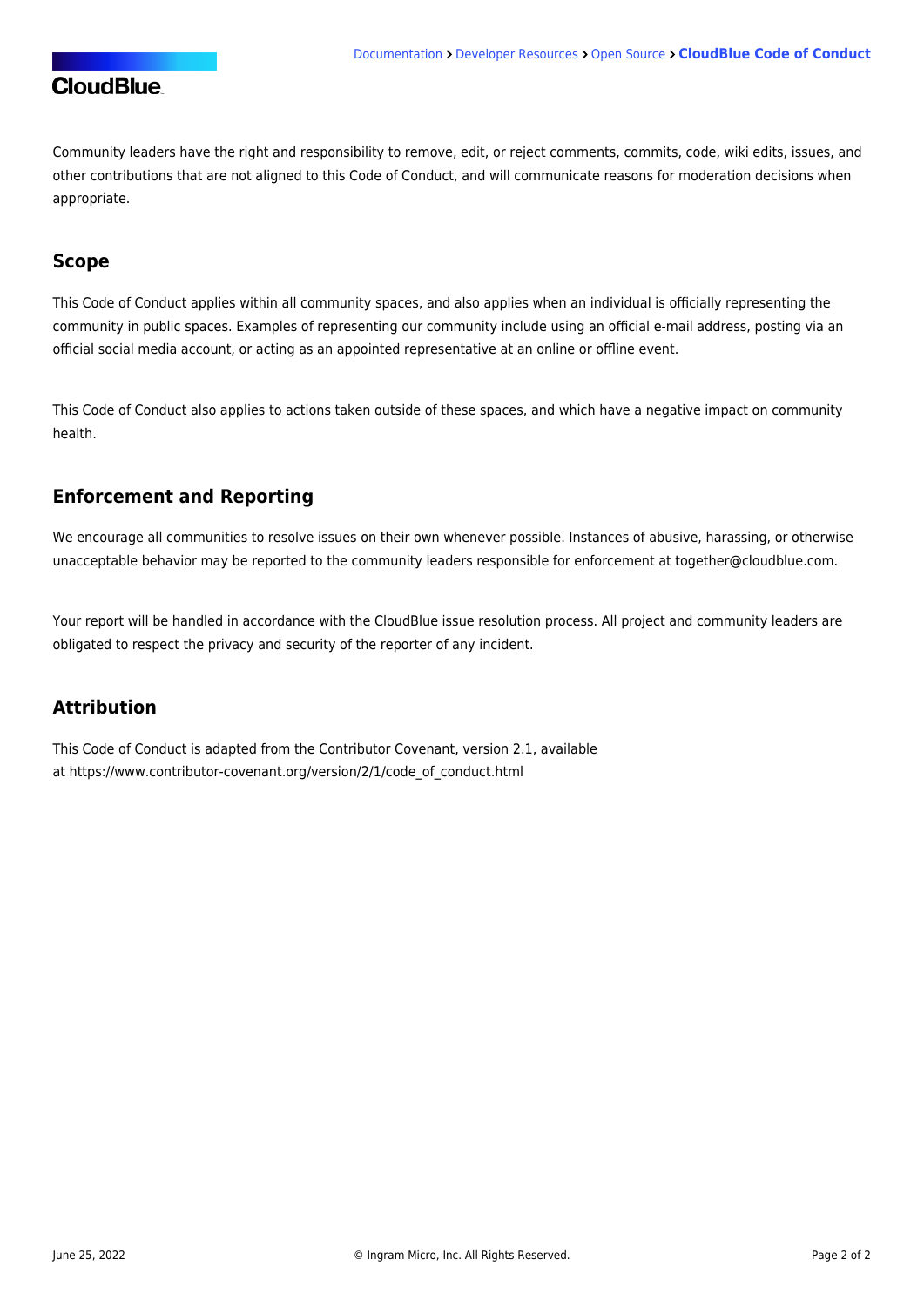Community leaders have the right and responsibility to remove, edit, or reject comments, commits, code, wiki edits, issues, and other contributions that are not aligned to this Code of Conduct, and will communicate reasons for moderation decisions when appropriate.

### Scope

This Code of Conduct applies within all community spaces, and also applies when an individual is officially representing the community in public spaces. Examples of representing our community include using an official e-mail address, posting via an official social media account, or acting as an appointed representative at an online or offline event.

This Code of Conduct also applies to actions taken outside of these spaces, and which have a negative impact on community health.

### Enforcement and Reporting

We encourage all communities to resolve issues on their own whenever possible. Instances of abusive, harassing, or otherwise unacceptable behavior may be reported to the community leaders responsible for enforcement at together@cloudblue.com.

Your report will be handled in accordance with the CloudBlue issue resolution process. All project and community leaders are obligated to respect the privacy and security of the reporter of any incident.

### Attribution

This Code of Conduct is adapted from the Contributor Covenant, version 2.1, available at https://www.contributor-covenant.org/version/2/1/code_of_conduct.html